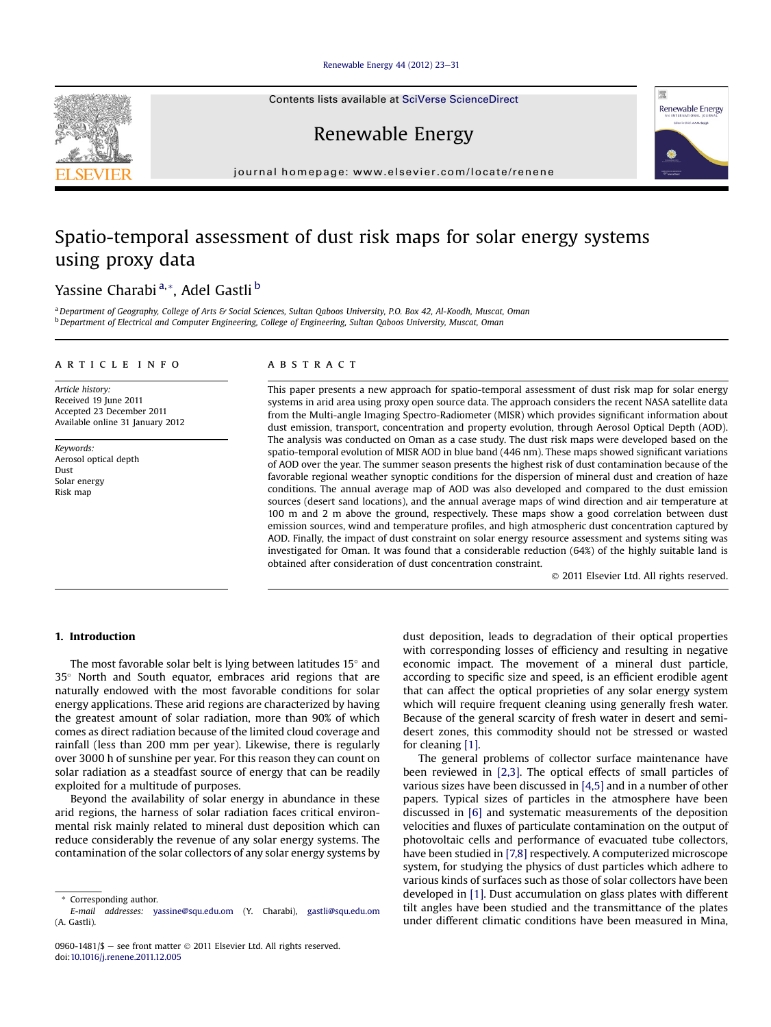# Spatio-temporal assessment of dust risk maps for solar energy systems using proxy data

Yassine Charabi [a,*], Adel Gastli [b]

[a] Department of Geography, College of Arts & Social Sciences, Sultan Qaboos University, P.O. Box 42, Al-Koodh, Muscat, Oman
[b] Department of Electrical and Computer Engineering, College of Engineering, Sultan Qaboos University, Muscat, Oman

## ARTICLE INFO

*Article history:*
Received 19 June 2011
Accepted 23 December 2011
Available online 31 January 2012

*Keywords:*
Aerosol optical depth
Dust
Solar energy
Risk map

## ABSTRACT

This paper presents a new approach for spatio-temporal assessment of dust risk map for solar energy systems in arid area using proxy open source data. The approach considers the recent NASA satellite data from the Multi-angle Imaging Spectro-Radiometer (MISR) which provides significant information about dust emission, transport, concentration and property evolution, through Aerosol Optical Depth (AOD). The analysis was conducted on Oman as a case study. The dust risk maps were developed based on the spatio-temporal evolution of MISR AOD in blue band (446 nm). These maps showed significant variations of AOD over the year. The summer season presents the highest risk of dust contamination because of the favorable regional weather synoptic conditions for the dispersion of mineral dust and creation of haze conditions. The annual average map of AOD was also developed and compared to the dust emission sources (desert sand locations), and the annual average maps of wind direction and air temperature at 100 m and 2 m above the ground, respectively. These maps show a good correlation between dust emission sources, wind and temperature profiles, and high atmospheric dust concentration captured by AOD. Finally, the impact of dust constraint on solar energy resource assessment and systems siting was investigated for Oman. It was found that a considerable reduction (64%) of the highly suitable land is obtained after consideration of dust concentration constraint.

© 2011 Elsevier Ltd. All rights reserved.

## 1. Introduction

The most favorable solar belt is lying between latitudes 15° and 35° North and South equator, embraces arid regions that are naturally endowed with the most favorable conditions for solar energy applications. These arid regions are characterized by having the greatest amount of solar radiation, more than 90% of which comes as direct radiation because of the limited cloud coverage and rainfall (less than 200 mm per year). Likewise, there is regularly over 3000 h of sunshine per year. For this reason they can count on solar radiation as a steadfast source of energy that can be readily exploited for a multitude of purposes.

Beyond the availability of solar energy in abundance in these arid regions, the harness of solar radiation faces critical environmental risk mainly related to mineral dust deposition which can reduce considerably the revenue of any solar energy systems. The contamination of the solar collectors of any solar energy systems by dust deposition, leads to degradation of their optical properties with corresponding losses of efficiency and resulting in negative economic impact. The movement of a mineral dust particle, according to specific size and speed, is an efficient erodible agent that can affect the optical proprieties of any solar energy system which will require frequent cleaning using generally fresh water. Because of the general scarcity of fresh water in desert and semi-desert zones, this commodity should not be stressed or wasted for cleaning [1].

The general problems of collector surface maintenance have been reviewed in [2,3]. The optical effects of small particles of various sizes have been discussed in [4,5] and in a number of other papers. Typical sizes of particles in the atmosphere have been discussed in [6] and systematic measurements of the deposition velocities and fluxes of particulate contamination on the output of photovoltaic cells and performance of evacuated tube collectors, have been studied in [7,8] respectively. A computerized microscope system, for studying the physics of dust particles which adhere to various kinds of surfaces such as those of solar collectors have been developed in [1]. Dust accumulation on glass plates with different tilt angles have been studied and the transmittance of the plates under different climatic conditions have been measured in Mina,

* Corresponding author.
E-mail addresses: yassine@squ.edu.om (Y. Charabi), gastli@squ.edu.om (A. Gastli).

0960-1481/$ – see front matter © 2011 Elsevier Ltd. All rights reserved.
doi:10.1016/j.renene.2011.12.005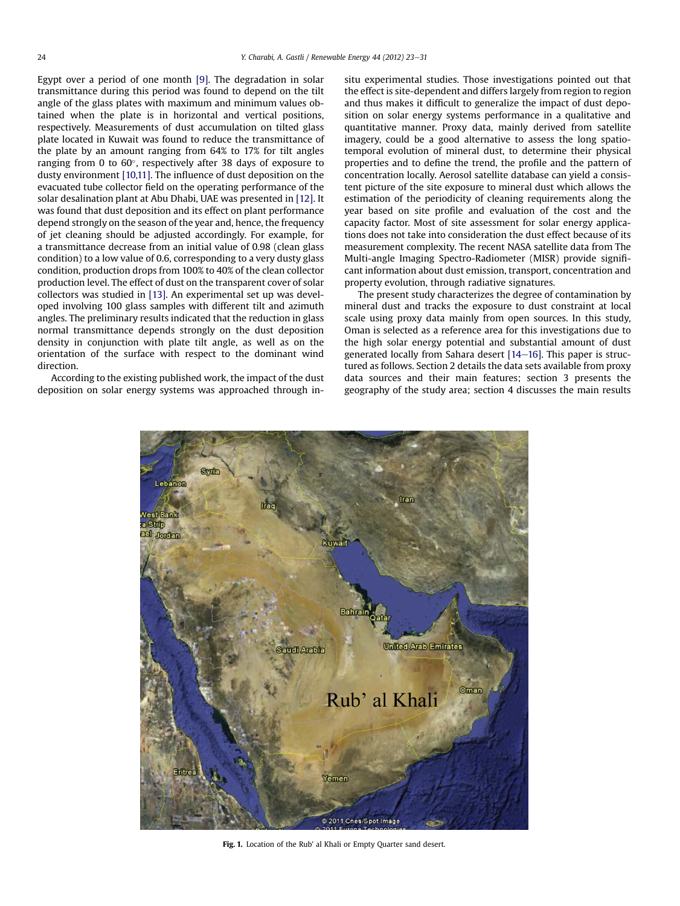Egypt over a period of one month [9]. The degradation in solar transmittance during this period was found to depend on the tilt angle of the glass plates with maximum and minimum values obtained when the plate is in horizontal and vertical positions, respectively. Measurements of dust accumulation on tilted glass plate located in Kuwait was found to reduce the transmittance of the plate by an amount ranging from 64% to 17% for tilt angles ranging from 0 to 60°, respectively after 38 days of exposure to dusty environment [10,11]. The influence of dust deposition on the evacuated tube collector field on the operating performance of the solar desalination plant at Abu Dhabi, UAE was presented in [12]. It was found that dust deposition and its effect on plant performance depend strongly on the season of the year and, hence, the frequency of jet cleaning should be adjusted accordingly. For example, for a transmittance decrease from an initial value of 0.98 (clean glass condition) to a low value of 0.6, corresponding to a very dusty glass condition, production drops from 100% to 40% of the clean collector production level. The effect of dust on the transparent cover of solar collectors was studied in [13]. An experimental set up was developed involving 100 glass samples with different tilt and azimuth angles. The preliminary results indicated that the reduction in glass normal transmittance depends strongly on the dust deposition density in conjunction with plate tilt angle, as well as on the orientation of the surface with respect to the dominant wind direction.

According to the existing published work, the impact of the dust deposition on solar energy systems was approached through in-situ experimental studies. Those investigations pointed out that the effect is site-dependent and differs largely from region to region and thus makes it difficult to generalize the impact of dust deposition on solar energy systems performance in a qualitative and quantitative manner. Proxy data, mainly derived from satellite imagery, could be a good alternative to assess the long spatio-temporal evolution of mineral dust, to determine their physical properties and to define the trend, the profile and the pattern of concentration locally. Aerosol satellite database can yield a consistent picture of the site exposure to mineral dust which allows the estimation of the periodicity of cleaning requirements along the year based on site profile and evaluation of the cost and the capacity factor. Most of site assessment for solar energy applications does not take into consideration the dust effect because of its measurement complexity. The recent NASA satellite data from The Multi-angle Imaging Spectro-Radiometer (MISR) provide significant information about dust emission, transport, concentration and property evolution, through radiative signatures.

The present study characterizes the degree of contamination by mineral dust and tracks the exposure to dust constraint at local scale using proxy data mainly from open sources. In this study, Oman is selected as a reference area for this investigations due to the high solar energy potential and substantial amount of dust generated locally from Sahara desert [14–16]. This paper is structured as follows. Section 2 details the data sets available from proxy data sources and their main features; section 3 presents the geography of the study area; section 4 discusses the main results

**Fig. 1.** Location of the Rub' al Khali or Empty Quarter sand desert.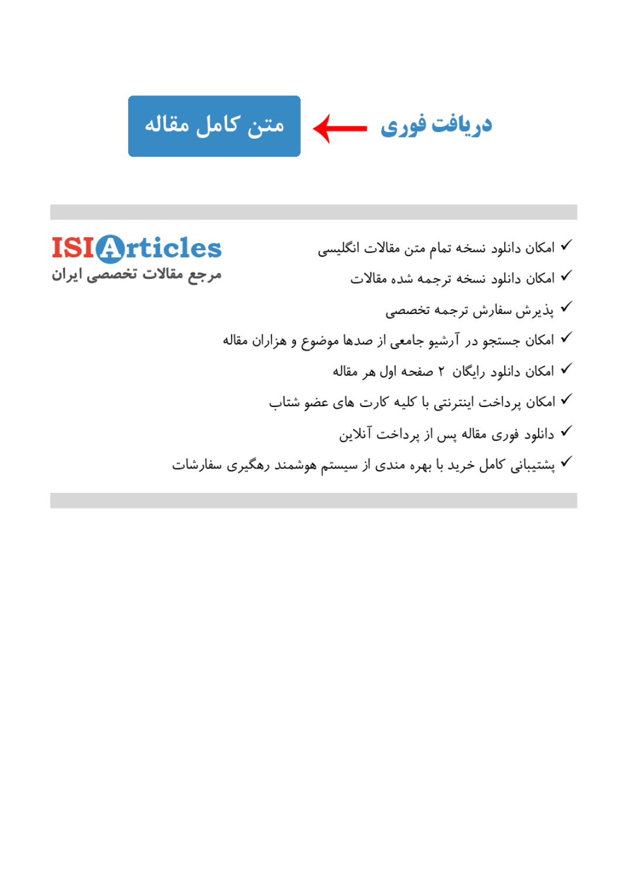دریافت فوری ← **متن کامل مقاله**

**ISIArticles**
مرجع مقالات تخصصی ایران

- ✓ امکان دانلود نسخه تمام متن مقالات انگلیسی
- ✓ امکان دانلود نسخه ترجمه شده مقالات
- ✓ پذیرش سفارش ترجمه تخصصی
- ✓ امکان جستجو در آرشیو جامعی از صدها موضوع و هزاران مقاله
- ✓ امکان دانلود رایگان ۲ صفحه اول هر مقاله
- ✓ امکان پرداخت اینترنتی با کلیه کارت های عضو شتاب
- ✓ دانلود فوری مقاله پس از پرداخت آنلاین
- ✓ پشتیبانی کامل خرید با بهره مندی از سیستم هوشمند رهگیری سفارشات